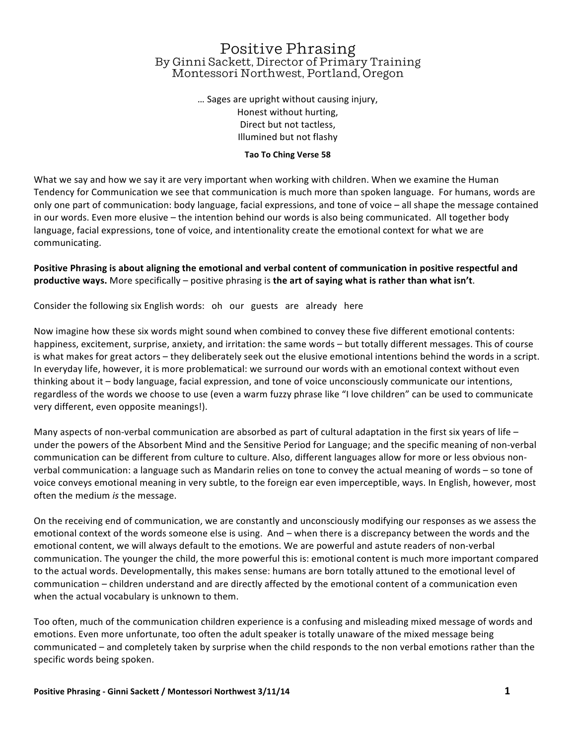# Positive Phrasing

## By Ginni Sackett, Director of Primary Training
## Montessori Northwest, Portland, Oregon

… Sages are upright without causing injury,
Honest without hurting,
Direct but not tactless,
Illumined but not flashy

**Tao To Ching Verse 58**

What we say and how we say it are very important when working with children. When we examine the Human Tendency for Communication we see that communication is much more than spoken language. For humans, words are only one part of communication: body language, facial expressions, and tone of voice – all shape the message contained in our words. Even more elusive – the intention behind our words is also being communicated. All together body language, facial expressions, tone of voice, and intentionality create the emotional context for what we are communicating.

**Positive Phrasing is about aligning the emotional and verbal content of communication in positive respectful and productive ways.** More specifically – positive phrasing is **the art of saying what is rather than what isn't**.

Consider the following six English words: oh our guests are already here

Now imagine how these six words might sound when combined to convey these five different emotional contents: happiness, excitement, surprise, anxiety, and irritation: the same words – but totally different messages. This of course is what makes for great actors – they deliberately seek out the elusive emotional intentions behind the words in a script. In everyday life, however, it is more problematical: we surround our words with an emotional context without even thinking about it – body language, facial expression, and tone of voice unconsciously communicate our intentions, regardless of the words we choose to use (even a warm fuzzy phrase like "I love children" can be used to communicate very different, even opposite meanings!).

Many aspects of non-verbal communication are absorbed as part of cultural adaptation in the first six years of life – under the powers of the Absorbent Mind and the Sensitive Period for Language; and the specific meaning of non-verbal communication can be different from culture to culture. Also, different languages allow for more or less obvious non-verbal communication: a language such as Mandarin relies on tone to convey the actual meaning of words – so tone of voice conveys emotional meaning in very subtle, to the foreign ear even imperceptible, ways. In English, however, most often the medium *is* the message.

On the receiving end of communication, we are constantly and unconsciously modifying our responses as we assess the emotional context of the words someone else is using. And – when there is a discrepancy between the words and the emotional content, we will always default to the emotions. We are powerful and astute readers of non-verbal communication. The younger the child, the more powerful this is: emotional content is much more important compared to the actual words. Developmentally, this makes sense: humans are born totally attuned to the emotional level of communication – children understand and are directly affected by the emotional content of a communication even when the actual vocabulary is unknown to them.

Too often, much of the communication children experience is a confusing and misleading mixed message of words and emotions. Even more unfortunate, too often the adult speaker is totally unaware of the mixed message being communicated – and completely taken by surprise when the child responds to the non verbal emotions rather than the specific words being spoken.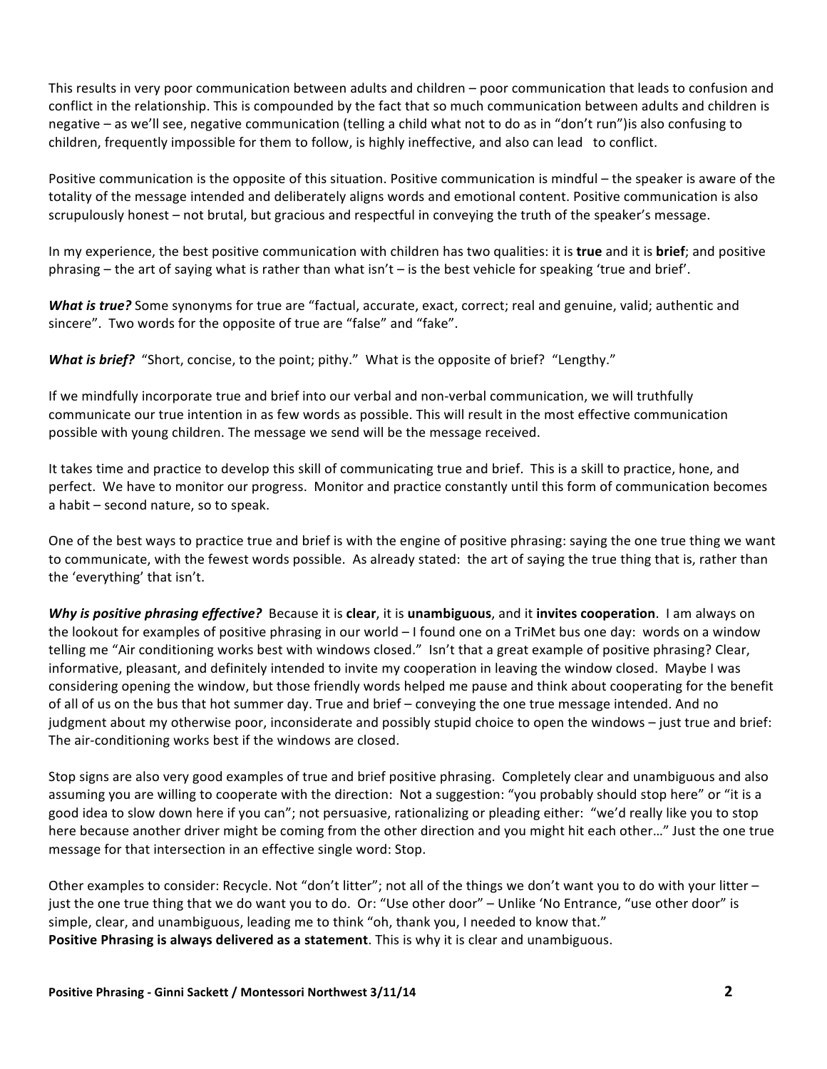This results in very poor communication between adults and children – poor communication that leads to confusion and conflict in the relationship. This is compounded by the fact that so much communication between adults and children is negative – as we'll see, negative communication (telling a child what not to do as in "don't run")is also confusing to children, frequently impossible for them to follow, is highly ineffective, and also can lead to conflict.

Positive communication is the opposite of this situation. Positive communication is mindful – the speaker is aware of the totality of the message intended and deliberately aligns words and emotional content. Positive communication is also scrupulously honest – not brutal, but gracious and respectful in conveying the truth of the speaker's message.

In my experience, the best positive communication with children has two qualities: it is **true** and it is **brief**; and positive phrasing – the art of saying what is rather than what isn't – is the best vehicle for speaking 'true and brief'.

***What is true?*** Some synonyms for true are "factual, accurate, exact, correct; real and genuine, valid; authentic and sincere". Two words for the opposite of true are "false" and "fake".

***What is brief?*** "Short, concise, to the point; pithy." What is the opposite of brief? "Lengthy."

If we mindfully incorporate true and brief into our verbal and non-verbal communication, we will truthfully communicate our true intention in as few words as possible. This will result in the most effective communication possible with young children. The message we send will be the message received.

It takes time and practice to develop this skill of communicating true and brief. This is a skill to practice, hone, and perfect. We have to monitor our progress. Monitor and practice constantly until this form of communication becomes a habit – second nature, so to speak.

One of the best ways to practice true and brief is with the engine of positive phrasing: saying the one true thing we want to communicate, with the fewest words possible. As already stated: the art of saying the true thing that is, rather than the 'everything' that isn't.

***Why is positive phrasing effective?*** Because it is **clear**, it is **unambiguous**, and it **invites cooperation**. I am always on the lookout for examples of positive phrasing in our world – I found one on a TriMet bus one day: words on a window telling me "Air conditioning works best with windows closed." Isn't that a great example of positive phrasing? Clear, informative, pleasant, and definitely intended to invite my cooperation in leaving the window closed. Maybe I was considering opening the window, but those friendly words helped me pause and think about cooperating for the benefit of all of us on the bus that hot summer day. True and brief – conveying the one true message intended. And no judgment about my otherwise poor, inconsiderate and possibly stupid choice to open the windows – just true and brief: The air-conditioning works best if the windows are closed.

Stop signs are also very good examples of true and brief positive phrasing. Completely clear and unambiguous and also assuming you are willing to cooperate with the direction: Not a suggestion: "you probably should stop here" or "it is a good idea to slow down here if you can"; not persuasive, rationalizing or pleading either: "we'd really like you to stop here because another driver might be coming from the other direction and you might hit each other…" Just the one true message for that intersection in an effective single word: Stop.

Other examples to consider: Recycle. Not "don't litter"; not all of the things we don't want you to do with your litter – just the one true thing that we do want you to do. Or: "Use other door" – Unlike 'No Entrance, "use other door" is simple, clear, and unambiguous, leading me to think "oh, thank you, I needed to know that."
**Positive Phrasing is always delivered as a statement**. This is why it is clear and unambiguous.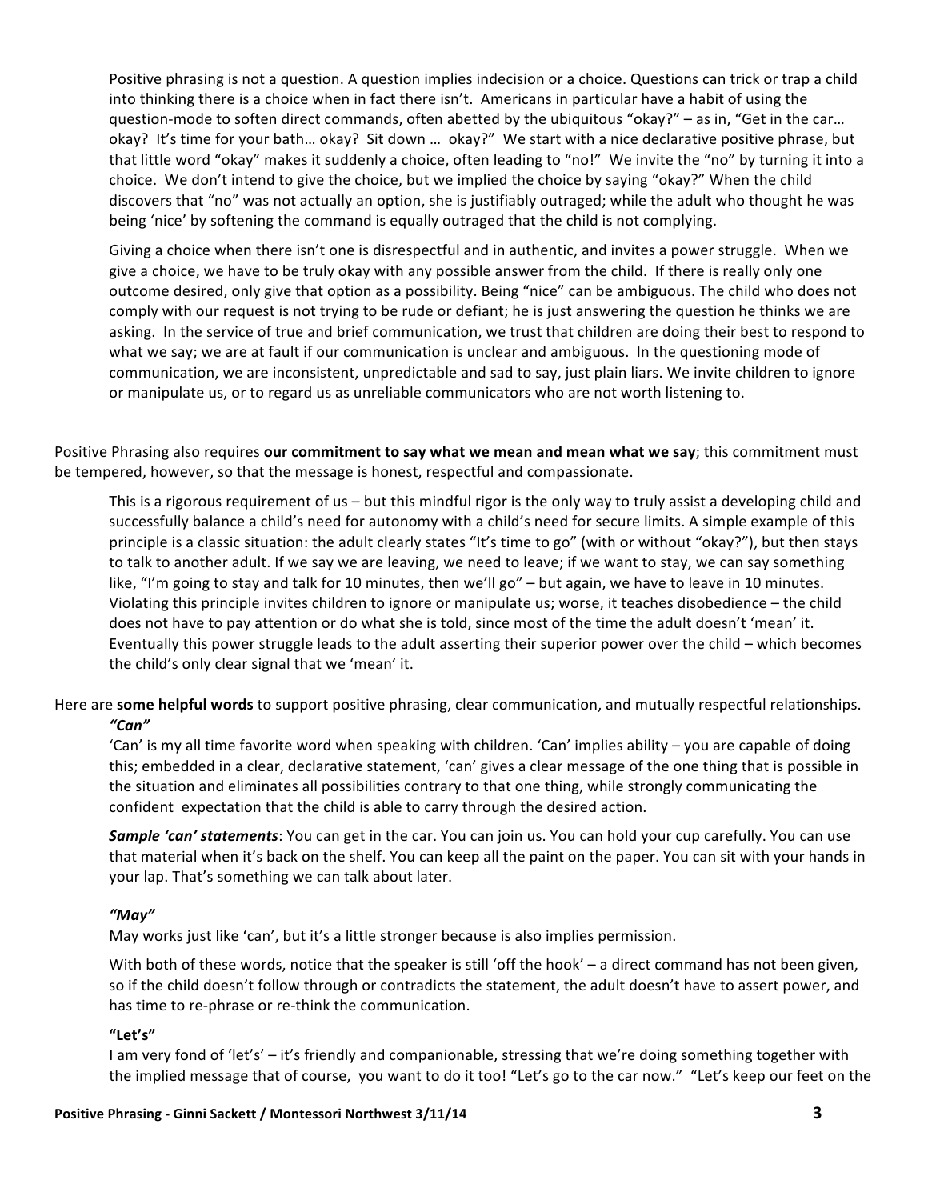Positive phrasing is not a question. A question implies indecision or a choice. Questions can trick or trap a child into thinking there is a choice when in fact there isn't. Americans in particular have a habit of using the question-mode to soften direct commands, often abetted by the ubiquitous "okay?" – as in, "Get in the car… okay? It's time for your bath… okay? Sit down … okay?" We start with a nice declarative positive phrase, but that little word "okay" makes it suddenly a choice, often leading to "no!" We invite the "no" by turning it into a choice. We don't intend to give the choice, but we implied the choice by saying "okay?" When the child discovers that "no" was not actually an option, she is justifiably outraged; while the adult who thought he was being 'nice' by softening the command is equally outraged that the child is not complying.

Giving a choice when there isn't one is disrespectful and in authentic, and invites a power struggle. When we give a choice, we have to be truly okay with any possible answer from the child. If there is really only one outcome desired, only give that option as a possibility. Being "nice" can be ambiguous. The child who does not comply with our request is not trying to be rude or defiant; he is just answering the question he thinks we are asking. In the service of true and brief communication, we trust that children are doing their best to respond to what we say; we are at fault if our communication is unclear and ambiguous. In the questioning mode of communication, we are inconsistent, unpredictable and sad to say, just plain liars. We invite children to ignore or manipulate us, or to regard us as unreliable communicators who are not worth listening to.

Positive Phrasing also requires **our commitment to say what we mean and mean what we say**; this commitment must be tempered, however, so that the message is honest, respectful and compassionate.

This is a rigorous requirement of us – but this mindful rigor is the only way to truly assist a developing child and successfully balance a child's need for autonomy with a child's need for secure limits. A simple example of this principle is a classic situation: the adult clearly states "It's time to go" (with or without "okay?"), but then stays to talk to another adult. If we say we are leaving, we need to leave; if we want to stay, we can say something like, "I'm going to stay and talk for 10 minutes, then we'll go" – but again, we have to leave in 10 minutes. Violating this principle invites children to ignore or manipulate us; worse, it teaches disobedience – the child does not have to pay attention or do what she is told, since most of the time the adult doesn't 'mean' it. Eventually this power struggle leads to the adult asserting their superior power over the child – which becomes the child's only clear signal that we 'mean' it.

Here are **some helpful words** to support positive phrasing, clear communication, and mutually respectful relationships.

***"Can"***

'Can' is my all time favorite word when speaking with children. 'Can' implies ability – you are capable of doing this; embedded in a clear, declarative statement, 'can' gives a clear message of the one thing that is possible in the situation and eliminates all possibilities contrary to that one thing, while strongly communicating the confident expectation that the child is able to carry through the desired action.

***Sample 'can' statements***: You can get in the car. You can join us. You can hold your cup carefully. You can use that material when it's back on the shelf. You can keep all the paint on the paper. You can sit with your hands in your lap. That's something we can talk about later.

***"May"***

May works just like 'can', but it's a little stronger because is also implies permission.

With both of these words, notice that the speaker is still 'off the hook' – a direct command has not been given, so if the child doesn't follow through or contradicts the statement, the adult doesn't have to assert power, and has time to re-phrase or re-think the communication.

**"Let's"**

I am very fond of 'let's' – it's friendly and companionable, stressing that we're doing something together with the implied message that of course, you want to do it too! "Let's go to the car now." "Let's keep our feet on the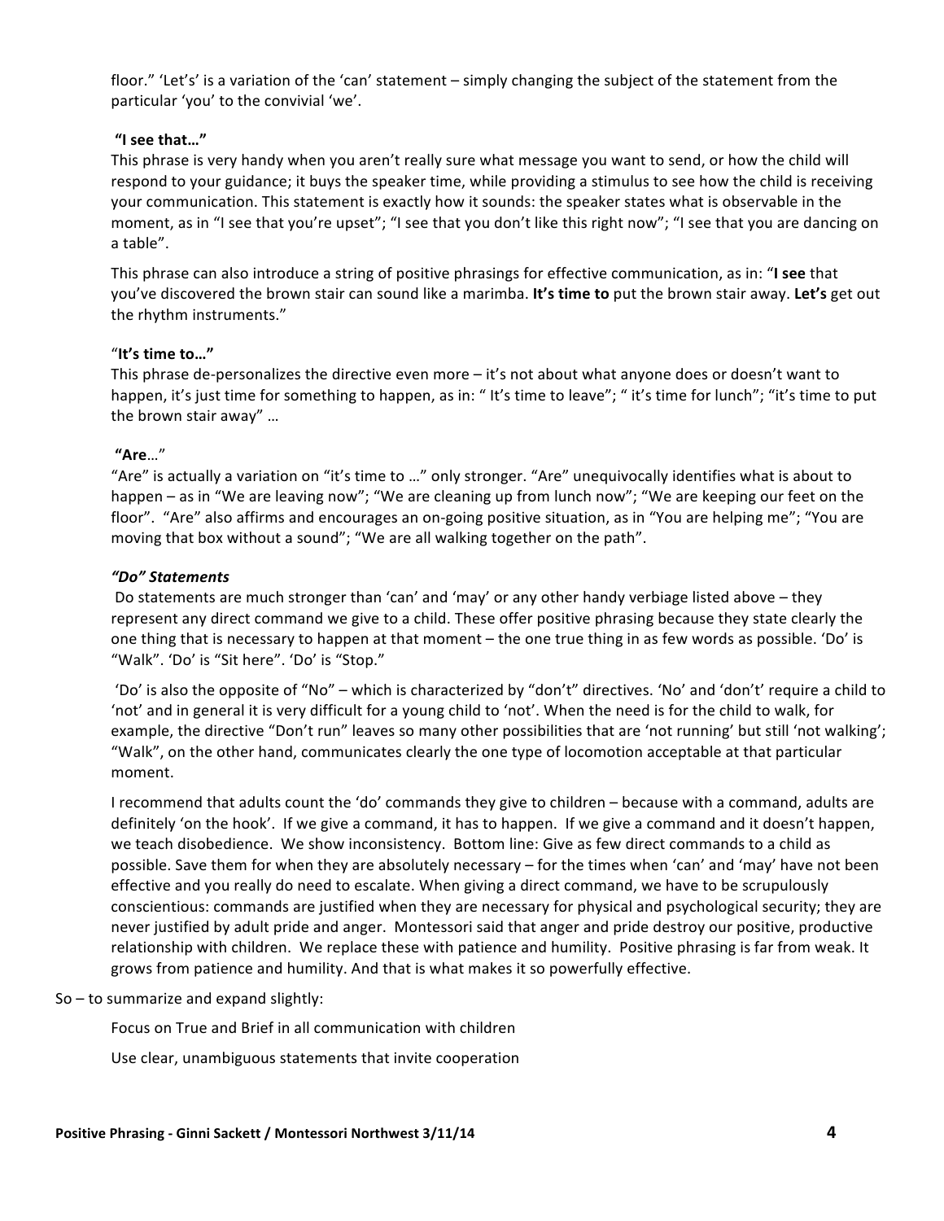floor." 'Let's' is a variation of the 'can' statement – simply changing the subject of the statement from the particular 'you' to the convivial 'we'.

**"I see that…"**

This phrase is very handy when you aren't really sure what message you want to send, or how the child will respond to your guidance; it buys the speaker time, while providing a stimulus to see how the child is receiving your communication. This statement is exactly how it sounds: the speaker states what is observable in the moment, as in "I see that you're upset"; "I see that you don't like this right now"; "I see that you are dancing on a table".

This phrase can also introduce a string of positive phrasings for effective communication, as in: "**I see** that you've discovered the brown stair can sound like a marimba. **It's time to** put the brown stair away. **Let's** get out the rhythm instruments."

**"It's time to…"**

This phrase de-personalizes the directive even more – it's not about what anyone does or doesn't want to happen, it's just time for something to happen, as in: " It's time to leave"; " it's time for lunch"; "it's time to put the brown stair away" …

**"Are…"**

"Are" is actually a variation on "it's time to …" only stronger. "Are" unequivocally identifies what is about to happen – as in "We are leaving now"; "We are cleaning up from lunch now"; "We are keeping our feet on the floor". "Are" also affirms and encourages an on-going positive situation, as in "You are helping me"; "You are moving that box without a sound"; "We are all walking together on the path".

***"Do" Statements***

Do statements are much stronger than 'can' and 'may' or any other handy verbiage listed above – they represent any direct command we give to a child. These offer positive phrasing because they state clearly the one thing that is necessary to happen at that moment – the one true thing in as few words as possible. 'Do' is "Walk". 'Do' is "Sit here". 'Do' is "Stop."

'Do' is also the opposite of "No" – which is characterized by "don't" directives. 'No' and 'don't' require a child to 'not' and in general it is very difficult for a young child to 'not'. When the need is for the child to walk, for example, the directive "Don't run" leaves so many other possibilities that are 'not running' but still 'not walking'; "Walk", on the other hand, communicates clearly the one type of locomotion acceptable at that particular moment.

I recommend that adults count the 'do' commands they give to children – because with a command, adults are definitely 'on the hook'. If we give a command, it has to happen. If we give a command and it doesn't happen, we teach disobedience. We show inconsistency. Bottom line: Give as few direct commands to a child as possible. Save them for when they are absolutely necessary – for the times when 'can' and 'may' have not been effective and you really do need to escalate. When giving a direct command, we have to be scrupulously conscientious: commands are justified when they are necessary for physical and psychological security; they are never justified by adult pride and anger. Montessori said that anger and pride destroy our positive, productive relationship with children. We replace these with patience and humility. Positive phrasing is far from weak. It grows from patience and humility. And that is what makes it so powerfully effective.

So – to summarize and expand slightly:

Focus on True and Brief in all communication with children

Use clear, unambiguous statements that invite cooperation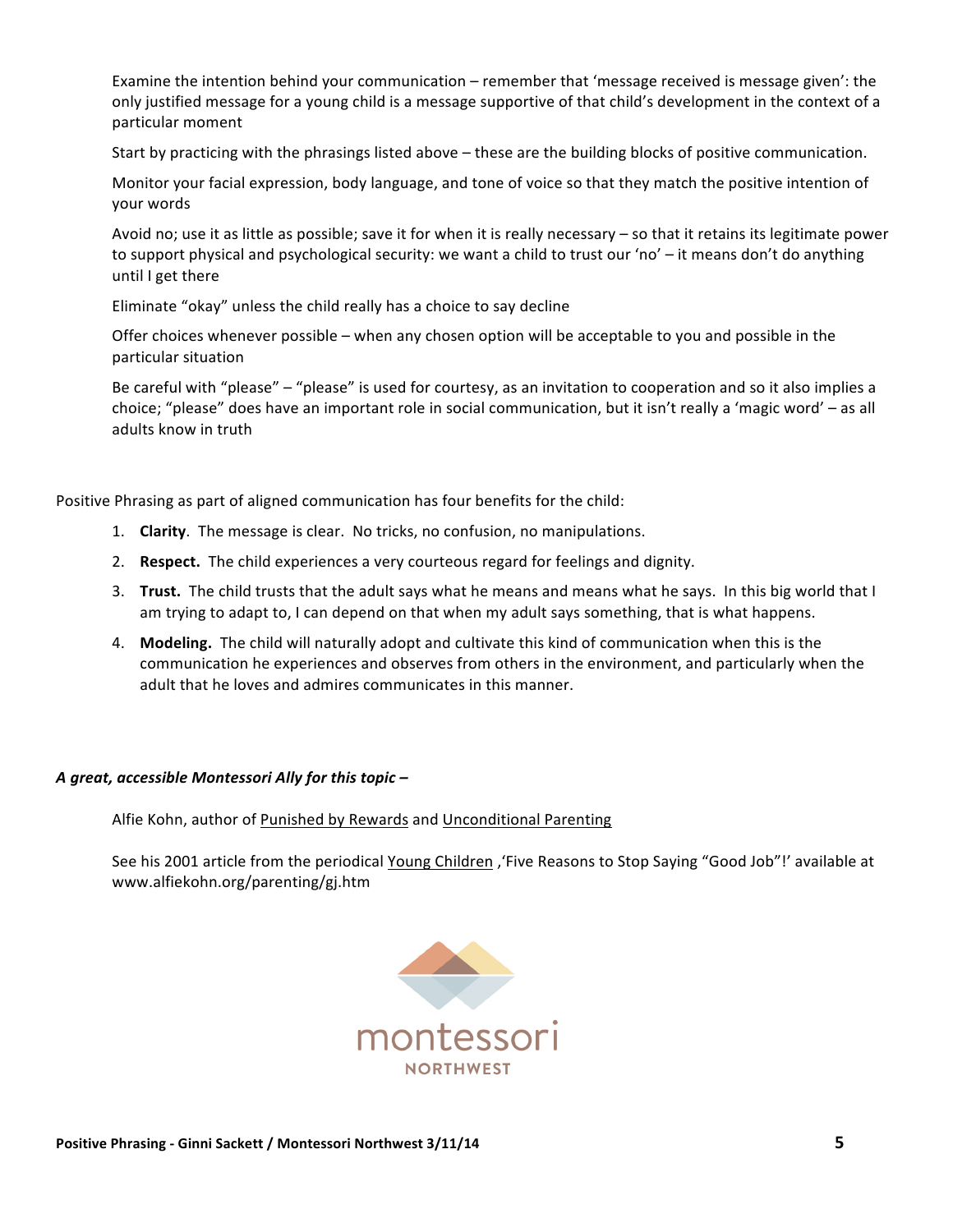Examine the intention behind your communication – remember that 'message received is message given': the only justified message for a young child is a message supportive of that child's development in the context of a particular moment

Start by practicing with the phrasings listed above – these are the building blocks of positive communication.

Monitor your facial expression, body language, and tone of voice so that they match the positive intention of your words

Avoid no; use it as little as possible; save it for when it is really necessary – so that it retains its legitimate power to support physical and psychological security: we want a child to trust our 'no' – it means don't do anything until I get there

Eliminate "okay" unless the child really has a choice to say decline

Offer choices whenever possible – when any chosen option will be acceptable to you and possible in the particular situation

Be careful with "please" – "please" is used for courtesy, as an invitation to cooperation and so it also implies a choice; "please" does have an important role in social communication, but it isn't really a 'magic word' – as all adults know in truth

Positive Phrasing as part of aligned communication has four benefits for the child:

1. **Clarity**. The message is clear. No tricks, no confusion, no manipulations.
2. **Respect.** The child experiences a very courteous regard for feelings and dignity.
3. **Trust.** The child trusts that the adult says what he means and means what he says. In this big world that I am trying to adapt to, I can depend on that when my adult says something, that is what happens.
4. **Modeling.** The child will naturally adopt and cultivate this kind of communication when this is the communication he experiences and observes from others in the environment, and particularly when the adult that he loves and admires communicates in this manner.

***A great, accessible Montessori Ally for this topic –***

Alfie Kohn, author of Punished by Rewards and Unconditional Parenting

See his 2001 article from the periodical Young Children ,'Five Reasons to Stop Saying "Good Job"!' available at www.alfiekohn.org/parenting/gj.htm

montessori
NORTHWEST